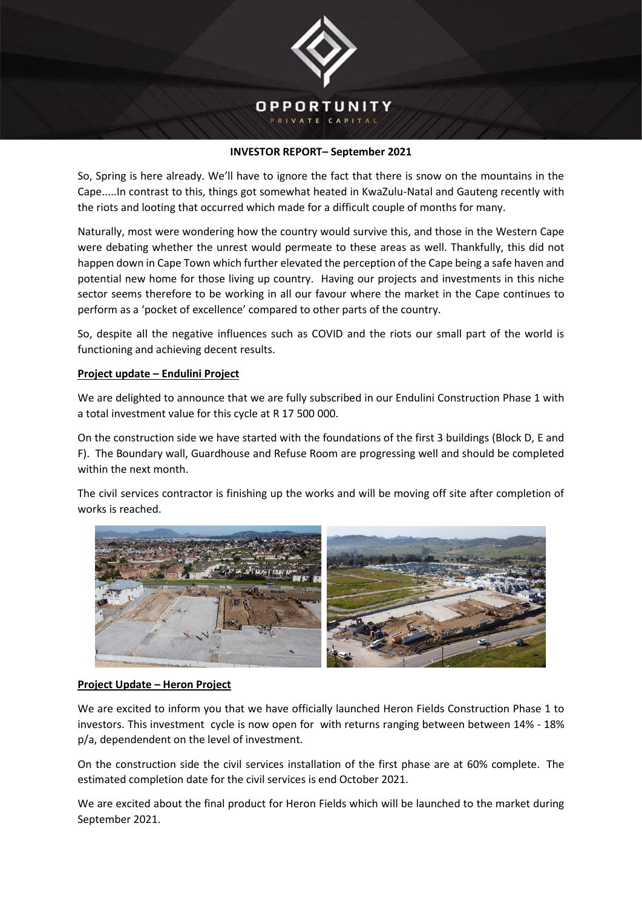**INVESTOR REPORT– September 2021**

So, Spring is here already. We'll have to ignore the fact that there is snow on the mountains in the Cape.....In contrast to this, things got somewhat heated in KwaZulu-Natal and Gauteng recently with the riots and looting that occurred which made for a difficult couple of months for many.

Naturally, most were wondering how the country would survive this, and those in the Western Cape were debating whether the unrest would permeate to these areas as well. Thankfully, this did not happen down in Cape Town which further elevated the perception of the Cape being a safe haven and potential new home for those living up country. Having our projects and investments in this niche sector seems therefore to be working in all our favour where the market in the Cape continues to perform as a 'pocket of excellence' compared to other parts of the country.

So, despite all the negative influences such as COVID and the riots our small part of the world is functioning and achieving decent results.

**Project update – Endulini Project**

We are delighted to announce that we are fully subscribed in our Endulini Construction Phase 1 with a total investment value for this cycle at R 17 500 000.

On the construction side we have started with the foundations of the first 3 buildings (Block D, E and F). The Boundary wall, Guardhouse and Refuse Room are progressing well and should be completed within the next month.

The civil services contractor is finishing up the works and will be moving off site after completion of works is reached.

**Project Update – Heron Project**

We are excited to inform you that we have officially launched Heron Fields Construction Phase 1 to investors. This investment cycle is now open for with returns ranging between between 14% - 18% p/a, dependendent on the level of investment.

On the construction side the civil services installation of the first phase are at 60% complete. The estimated completion date for the civil services is end October 2021.

We are excited about the final product for Heron Fields which will be launched to the market during September 2021.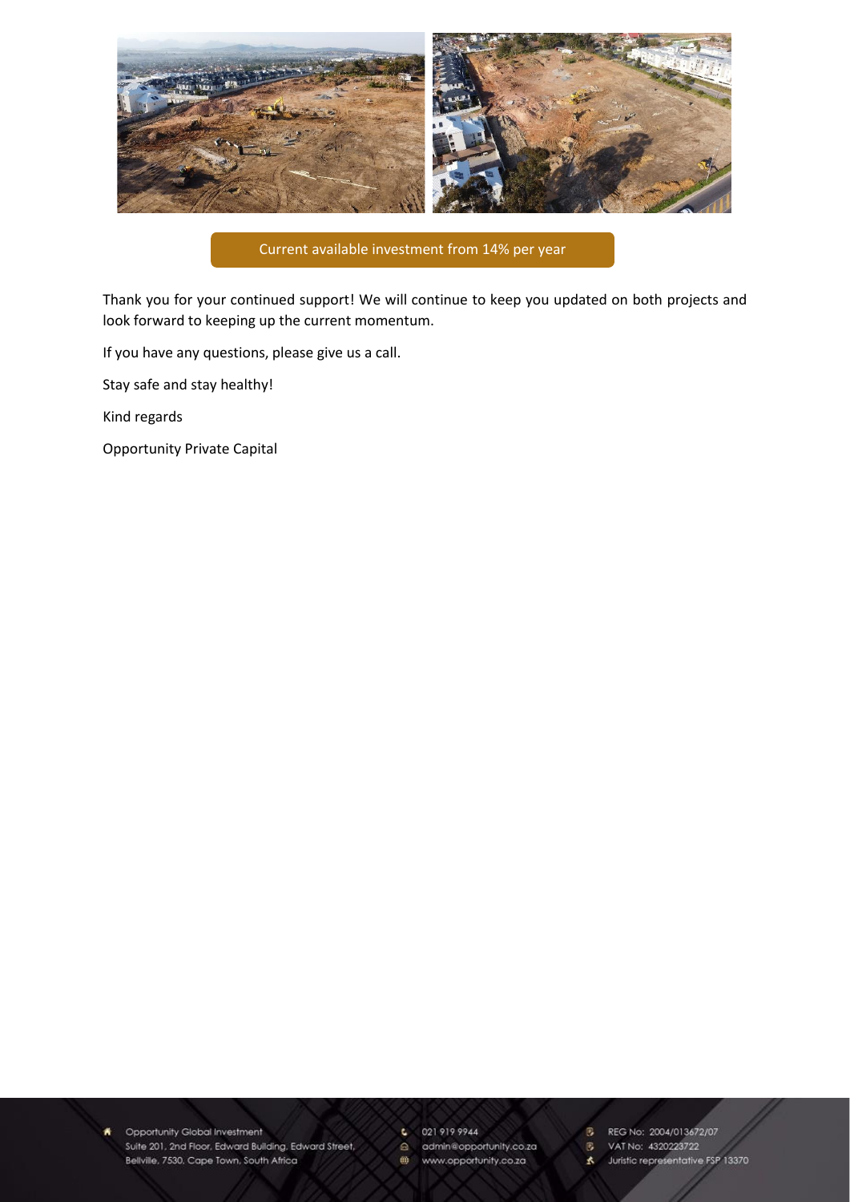Current available investment from 14% per year

Thank you for your continued support! We will continue to keep you updated on both projects and look forward to keeping up the current momentum.

If you have any questions, please give us a call.

Stay safe and stay healthy!

Kind regards

Opportunity Private Capital

Opportunity Global Investment
Suite 201, 2nd Floor, Edward Building, Edward Street,
Bellville, 7530, Cape Town, South Africa

021 919 9944
admin@opportunity.co.za
www.opportunity.co.za

REG No: 2004/013672/07
VAT No: 4320223722
Juristic representative FSP 13370